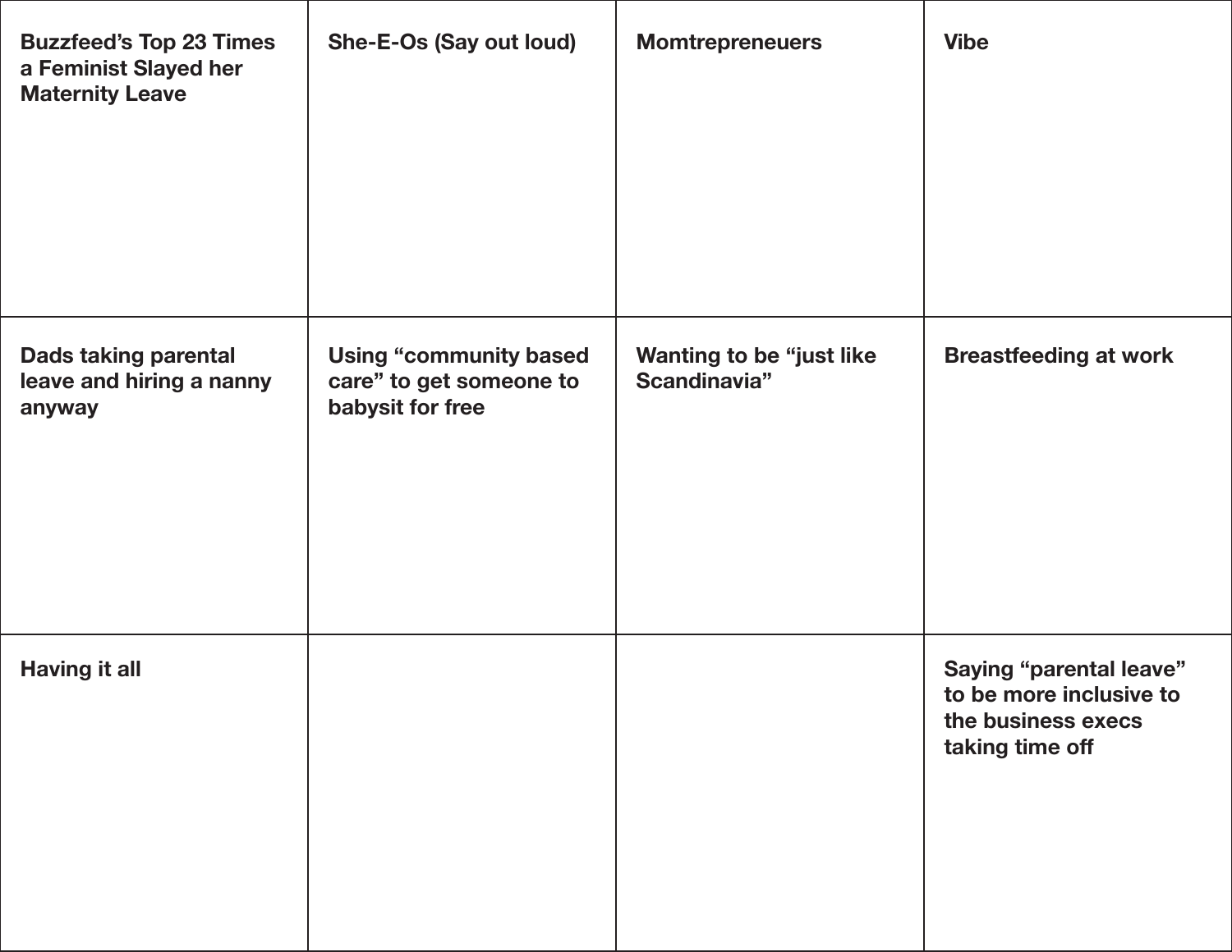| | | | |
|---|---|---|---|
| **Buzzfeed's Top 23 Times a Feminist Slayed her Maternity Leave** | **She-E-Os (Say out loud)** | **Momtrepreneuers** | **Vibe** |
| **Dads taking parental leave and hiring a nanny anyway** | **Using "community based care" to get someone to babysit for free** | **Wanting to be "just like Scandinavia"** | **Breastfeeding at work** |
| **Having it all** | | | **Saying "parental leave" to be more inclusive to the business execs taking time off** |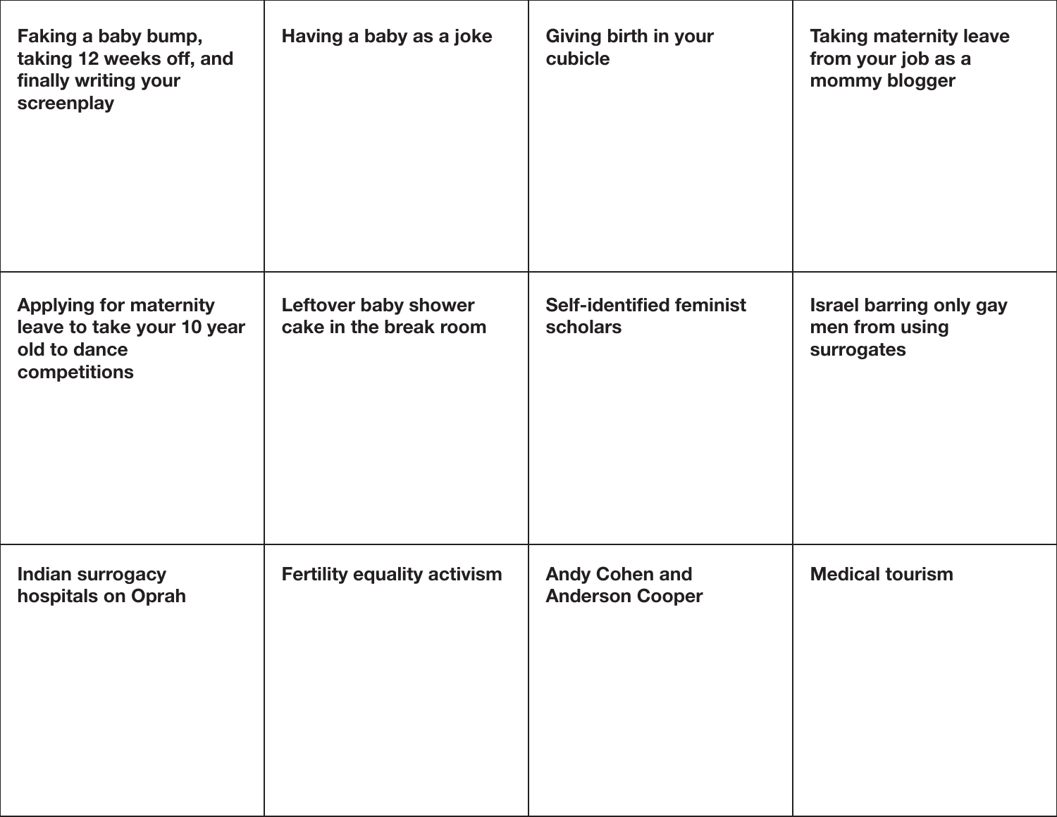| | | | |
|---|---|---|---|
| Faking a baby bump, taking 12 weeks off, and finally writing your screenplay | Having a baby as a joke | Giving birth in your cubicle | Taking maternity leave from your job as a mommy blogger |
| Applying for maternity leave to take your 10 year old to dance competitions | Leftover baby shower cake in the break room | Self-identified feminist scholars | Israel barring only gay men from using surrogates |
| Indian surrogacy hospitals on Oprah | Fertility equality activism | Andy Cohen and Anderson Cooper | Medical tourism |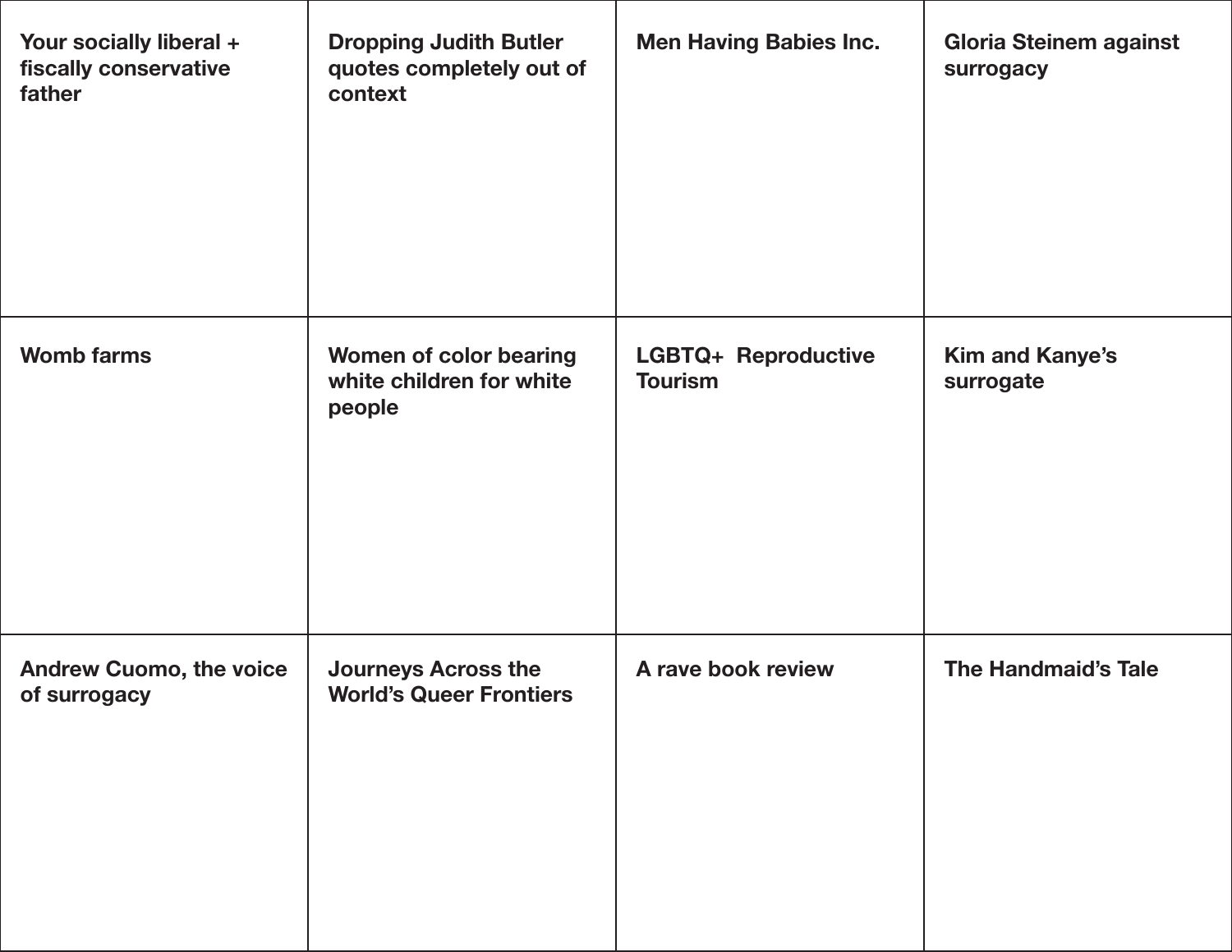| | | | |
|---|---|---|---|
| **Your socially liberal + fiscally conservative father** | **Dropping Judith Butler quotes completely out of context** | **Men Having Babies Inc.** | **Gloria Steinem against surrogacy** |
| **Womb farms** | **Women of color bearing white children for white people** | **LGBTQ+ Reproductive Tourism** | **Kim and Kanye's surrogate** |
| **Andrew Cuomo, the voice of surrogacy** | **Journeys Across the World's Queer Frontiers** | **A rave book review** | **The Handmaid's Tale** |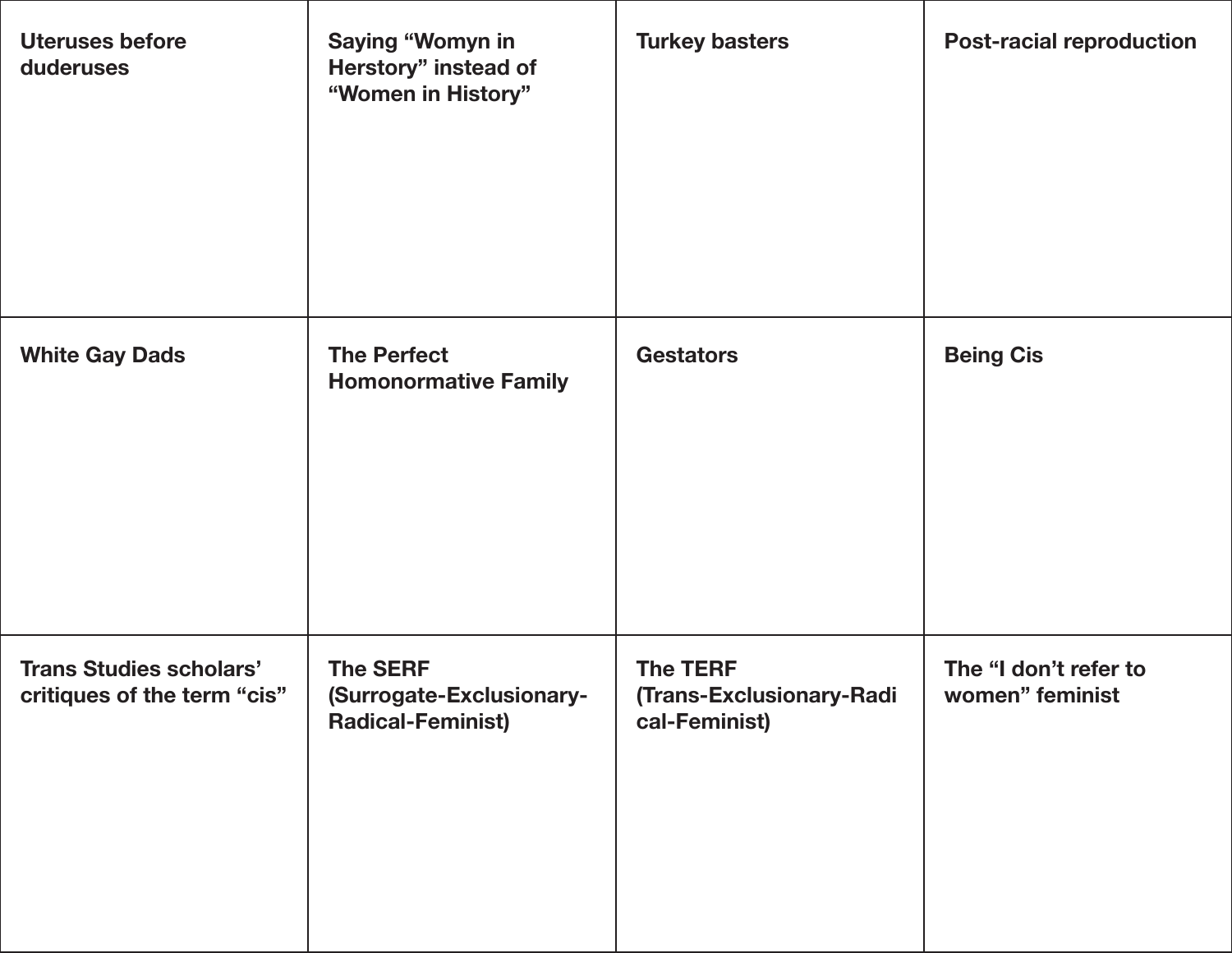| | | | |
|---|---|---|---|
| **Uteruses before duderuses** | **Saying “Womyn in Herstory” instead of “Women in History”** | **Turkey basters** | **Post-racial reproduction** |
| **White Gay Dads** | **The Perfect Homonormative Family** | **Gestators** | **Being Cis** |
| **Trans Studies scholars’ critiques of the term “cis”** | **The SERF (Surrogate-Exclusionary-Radical-Feminist)** | **The TERF (Trans-Exclusionary-Radical-Feminist)** | **The “I don’t refer to women” feminist** |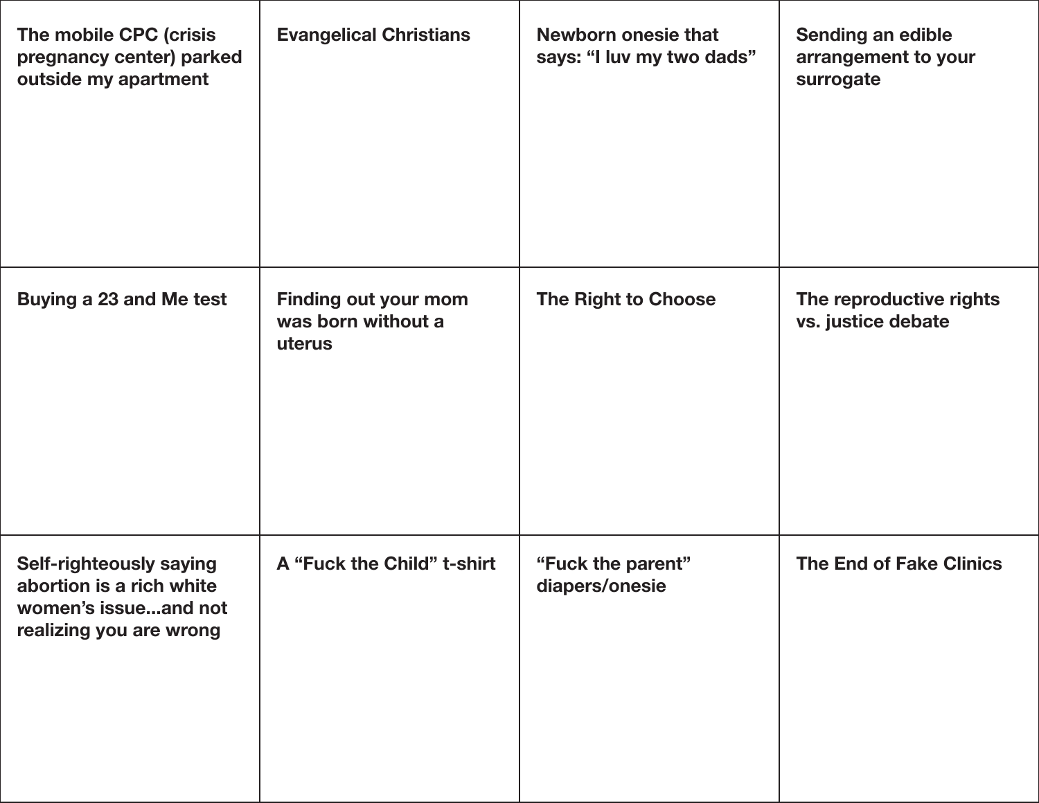| | | | |
|---|---|---|---|
| **The mobile CPC (crisis pregnancy center) parked outside my apartment** | **Evangelical Christians** | **Newborn onesie that says: “I luv my two dads”** | **Sending an edible arrangement to your surrogate** |
| **Buying a 23 and Me test** | **Finding out your mom was born without a uterus** | **The Right to Choose** | **The reproductive rights vs. justice debate** |
| **Self-righteously saying abortion is a rich white women’s issue...and not realizing you are wrong** | **A “Fuck the Child” t-shirt** | **“Fuck the parent” diapers/onesie** | **The End of Fake Clinics** |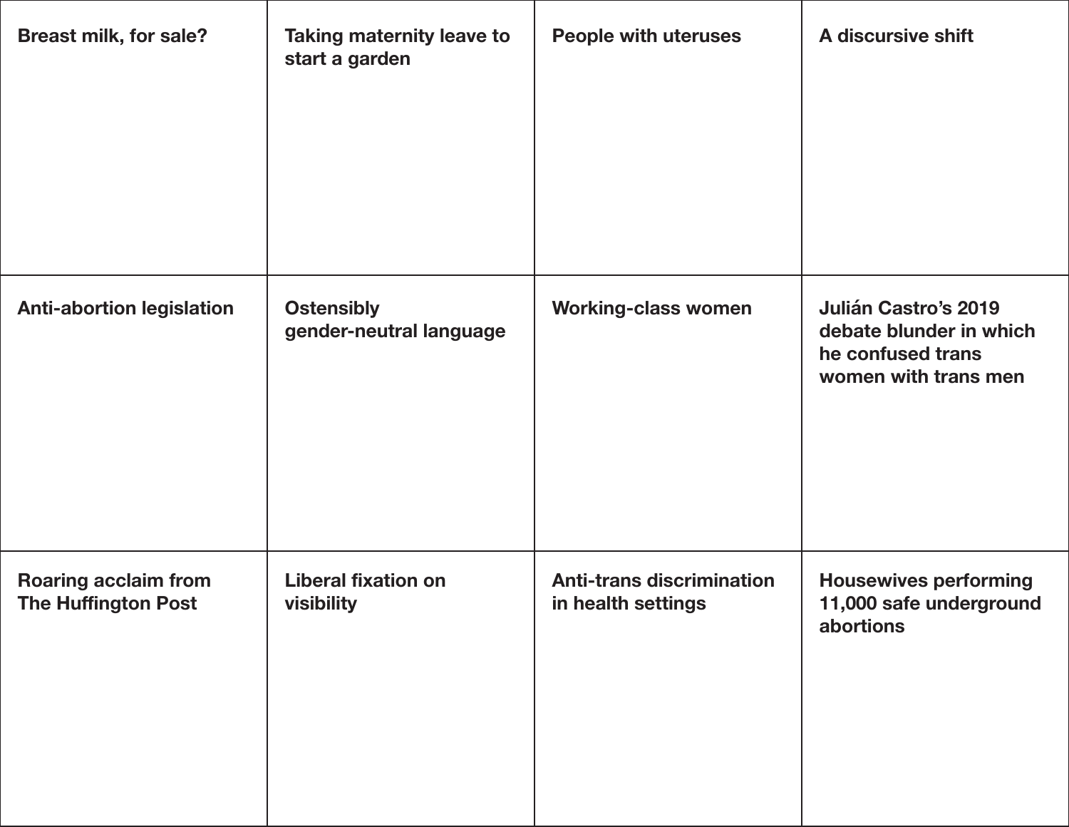| | | | |
|---|---|---|---|
| **Breast milk, for sale?** | **Taking maternity leave to start a garden** | **People with uteruses** | **A discursive shift** |
| **Anti-abortion legislation** | **Ostensibly gender-neutral language** | **Working-class women** | **Julián Castro’s 2019 debate blunder in which he confused trans women with trans men** |
| **Roaring acclaim from The Huffington Post** | **Liberal fixation on visibility** | **Anti-trans discrimination in health settings** | **Housewives performing 11,000 safe underground abortions** |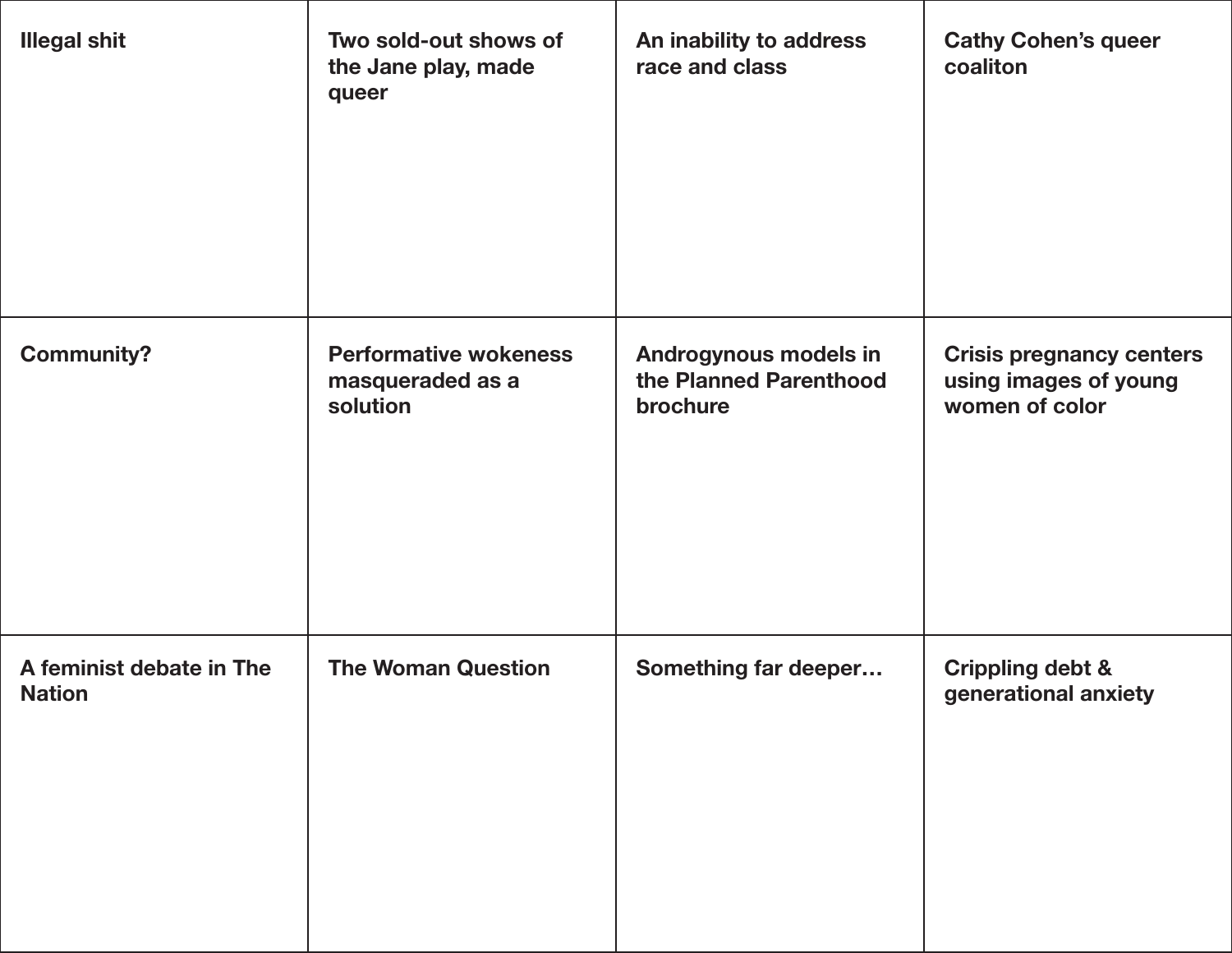| | | | |
|---|---|---|---|
| **Illegal shit** | **Two sold-out shows of the Jane play, made queer** | **An inability to address race and class** | **Cathy Cohen's queer coaliton** |
| **Community?** | **Performative wokeness masqueraded as a solution** | **Androgynous models in the Planned Parenthood brochure** | **Crisis pregnancy centers using images of young women of color** |
| **A feminist debate in The Nation** | **The Woman Question** | **Something far deeper…** | **Crippling debt & generational anxiety** |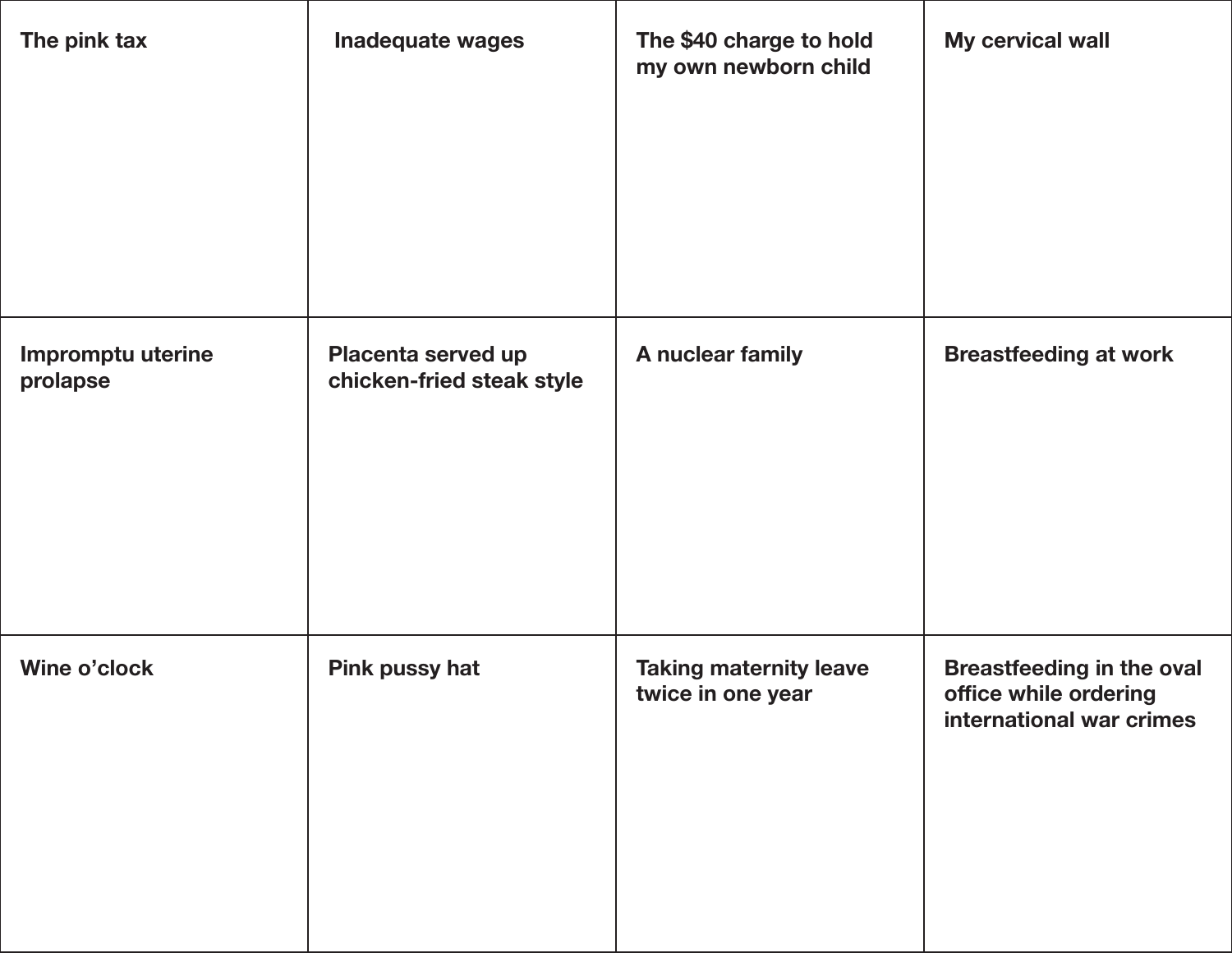| | | | |
|---|---|---|---|
| **The pink tax** | **Inadequate wages** | **The $40 charge to hold my own newborn child** | **My cervical wall** |
| **Impromptu uterine prolapse** | **Placenta served up chicken-fried steak style** | **A nuclear family** | **Breastfeeding at work** |
| **Wine o’clock** | **Pink pussy hat** | **Taking maternity leave twice in one year** | **Breastfeeding in the oval office while ordering international war crimes** |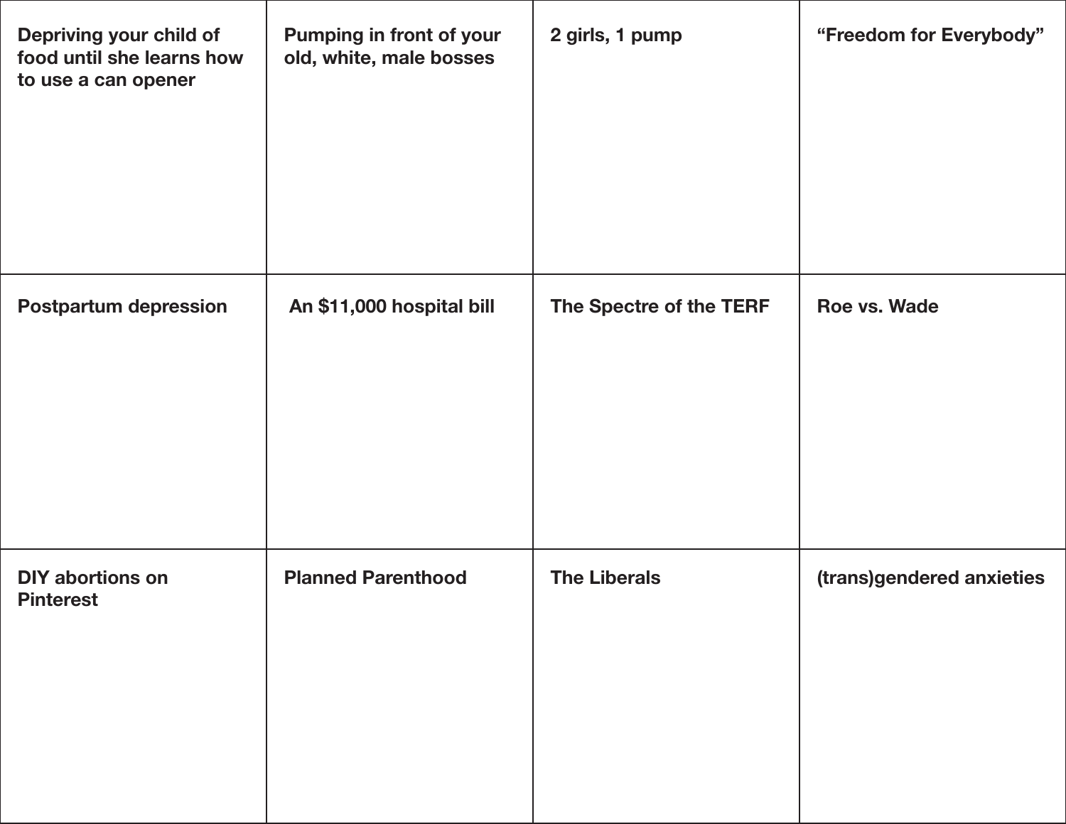| Depriving your child of food until she learns how to use a can opener | Pumping in front of your old, white, male bosses | 2 girls, 1 pump | “Freedom for Everybody” |
| --- | --- | --- | --- |
| Postpartum depression | An $11,000 hospital bill | The Spectre of the TERF | Roe vs. Wade |
| DIY abortions on Pinterest | Planned Parenthood | The Liberals | (trans)gendered anxieties |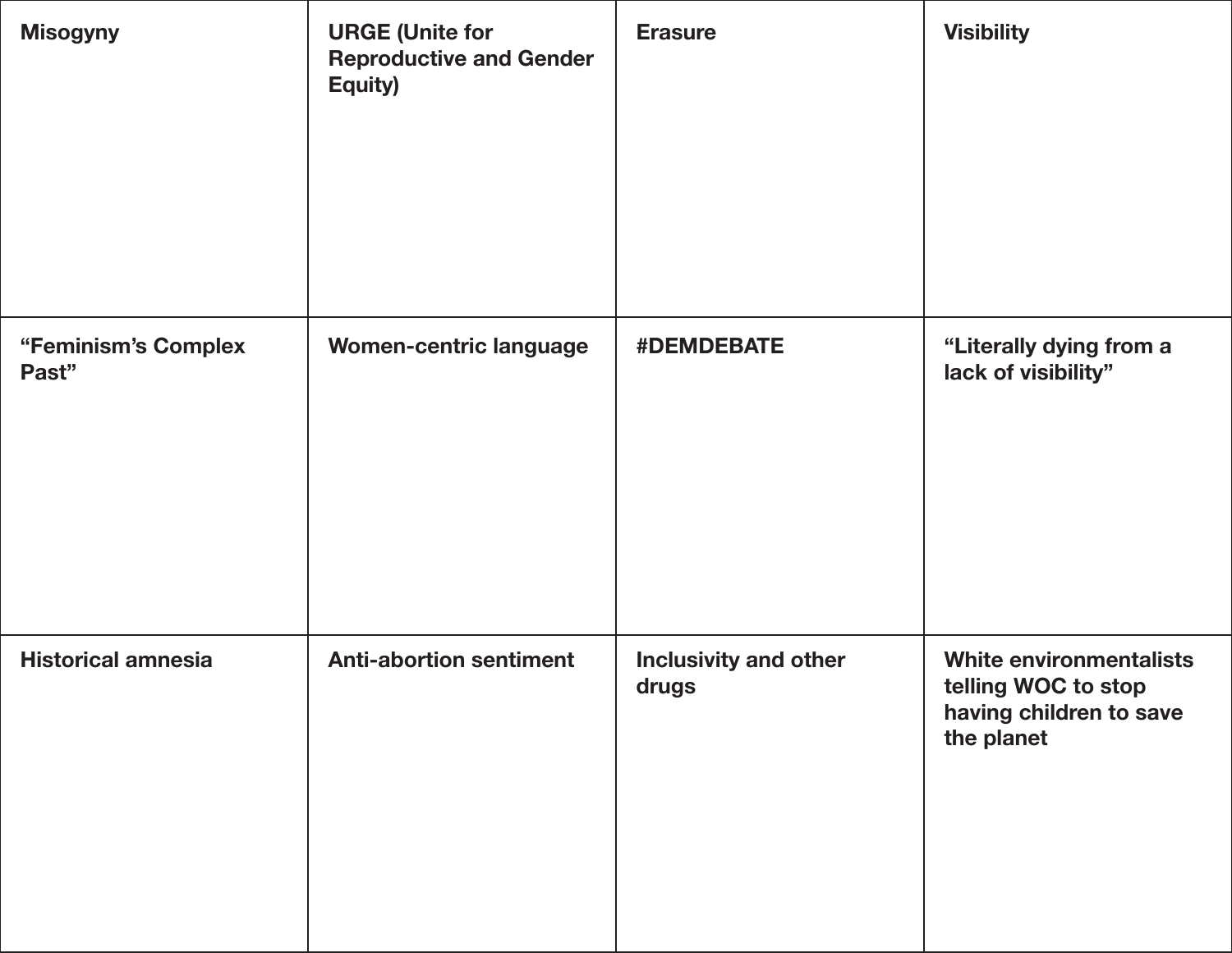| Misogyny | URGE (Unite for Reproductive and Gender Equity) | Erasure | Visibility |
| --- | --- | --- | --- |
| “Feminism’s Complex Past” | Women-centric language | #DEMDEBATE | “Literally dying from a lack of visibility” |
| Historical amnesia | Anti-abortion sentiment | Inclusivity and other drugs | White environmentalists telling WOC to stop having children to save the planet |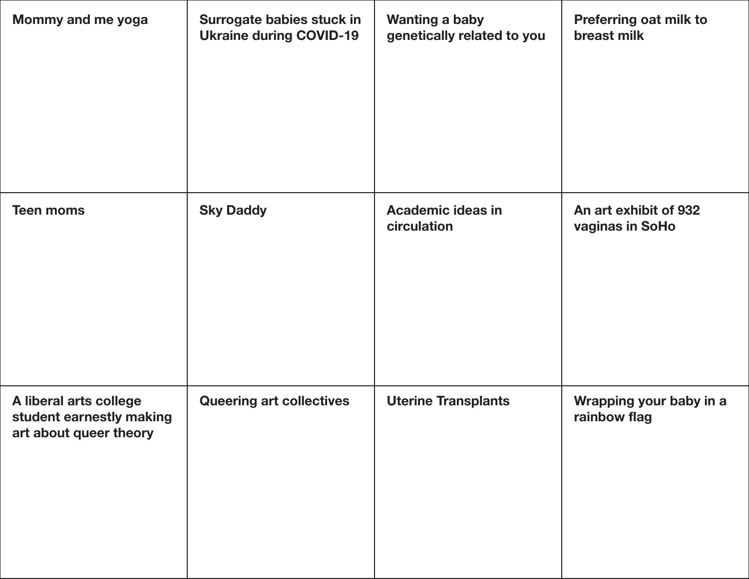| | | | |
|---|---|---|---|
| **Mommy and me yoga** | **Surrogate babies stuck in Ukraine during COVID-19** | **Wanting a baby genetically related to you** | **Preferring oat milk to breast milk** |
| **Teen moms** | **Sky Daddy** | **Academic ideas in circulation** | **An art exhibit of 932 vaginas in SoHo** |
| **A liberal arts college student earnestly making art about queer theory** | **Queering art collectives** | **Uterine Transplants** | **Wrapping your baby in a rainbow flag** |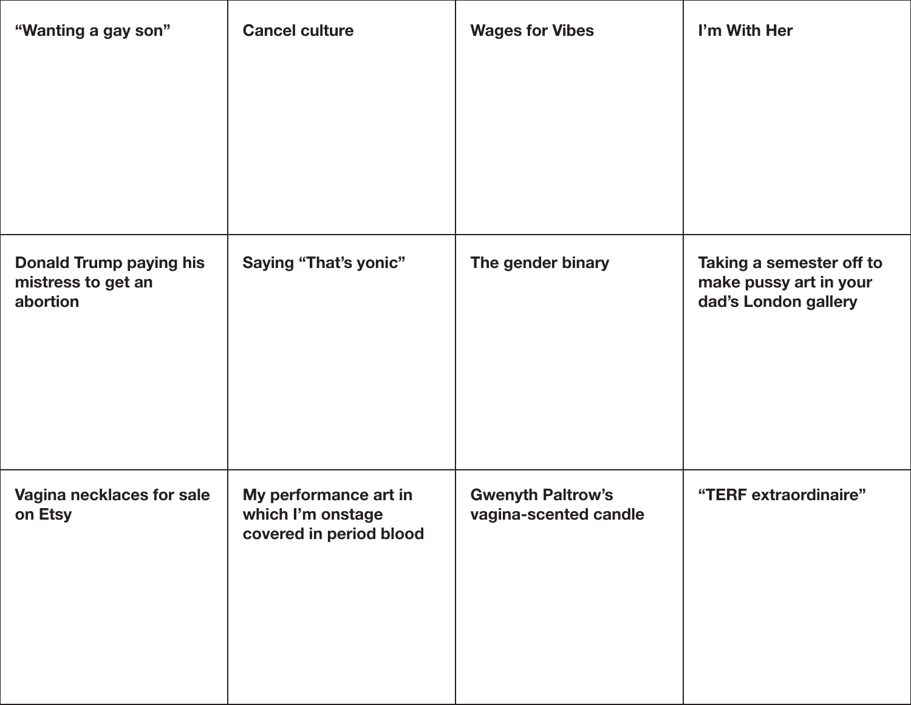| | | | |
|---|---|---|---|
| "Wanting a gay son" | Cancel culture | Wages for Vibes | I'm With Her |
| Donald Trump paying his mistress to get an abortion | Saying "That's yonic" | The gender binary | Taking a semester off to make pussy art in your dad's London gallery |
| Vagina necklaces for sale on Etsy | My performance art in which I'm onstage covered in period blood | Gwenyth Paltrow's vagina-scented candle | "TERF extraordinaire" |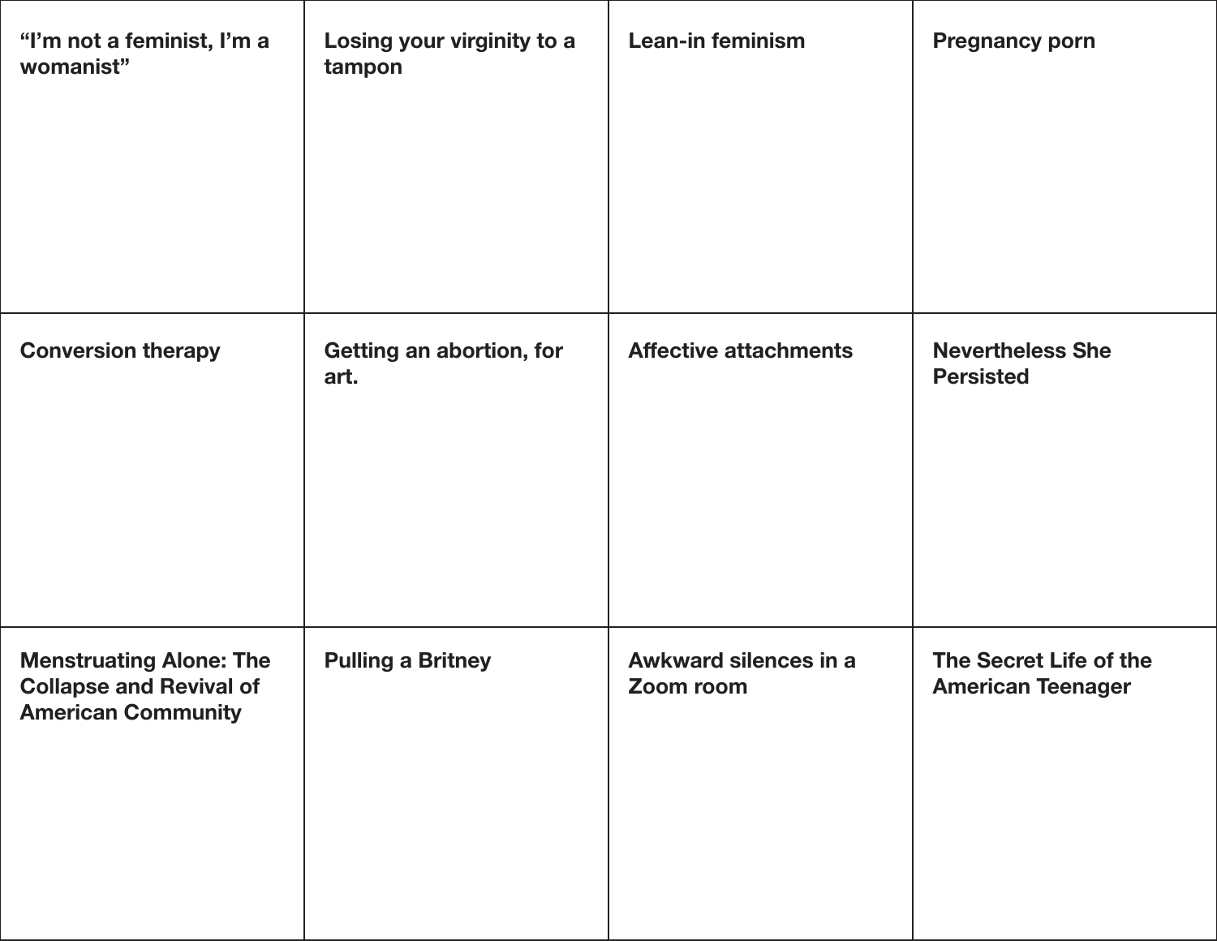| “I’m not a feminist, I’m a womanist” | Losing your virginity to a tampon | Lean-in feminism | Pregnancy porn |
| --- | --- | --- | --- |
| Conversion therapy | Getting an abortion, for art. | Affective attachments | Nevertheless She Persisted |
| Menstruating Alone: The Collapse and Revival of American Community | Pulling a Britney | Awkward silences in a Zoom room | The Secret Life of the American Teenager |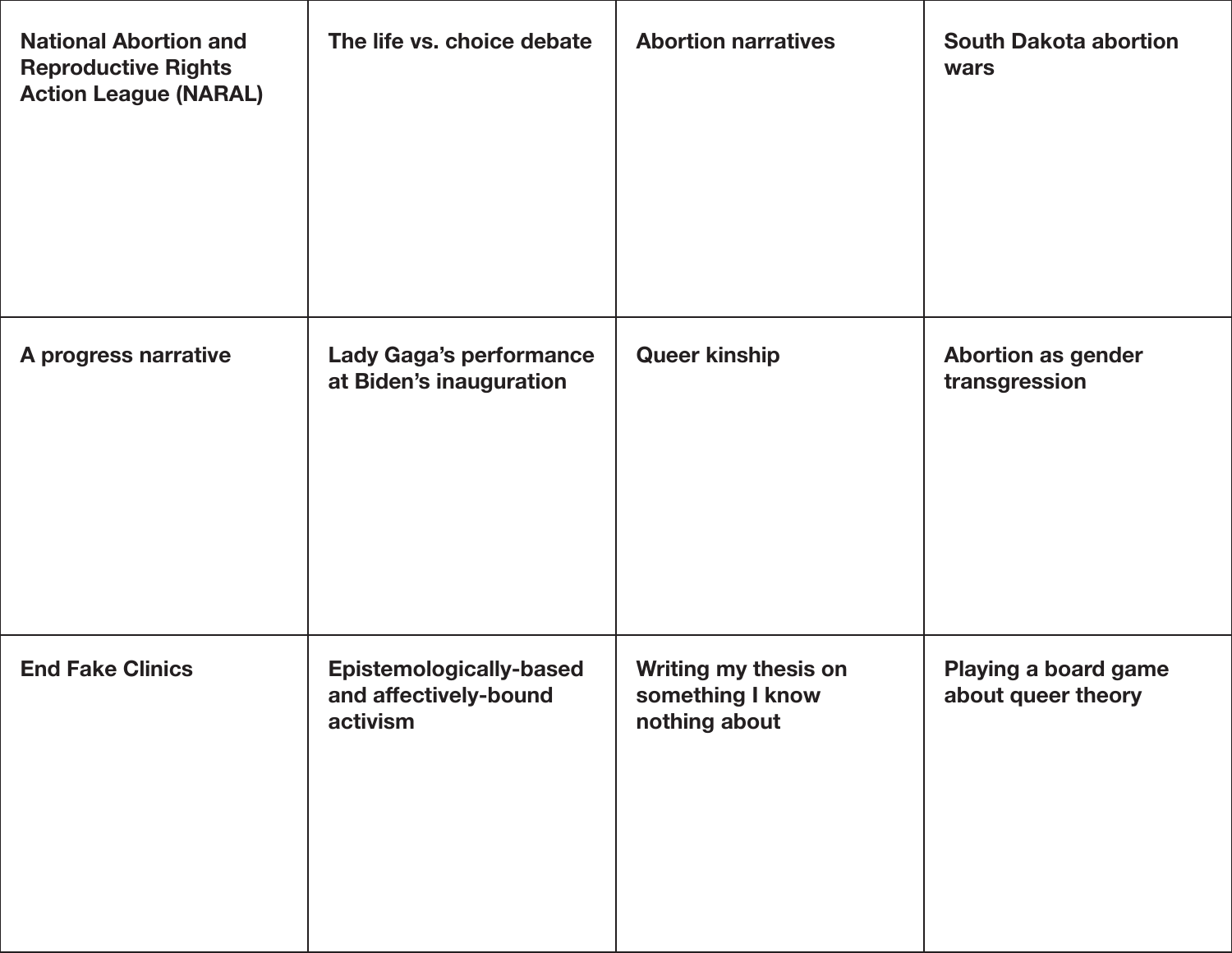| | | | |
|---|---|---|---|
| **National Abortion and Reproductive Rights Action League (NARAL)** | **The life vs. choice debate** | **Abortion narratives** | **South Dakota abortion wars** |
| **A progress narrative** | **Lady Gaga's performance at Biden's inauguration** | **Queer kinship** | **Abortion as gender transgression** |
| **End Fake Clinics** | **Epistemologically-based and affectively-bound activism** | **Writing my thesis on something I know nothing about** | **Playing a board game about queer theory** |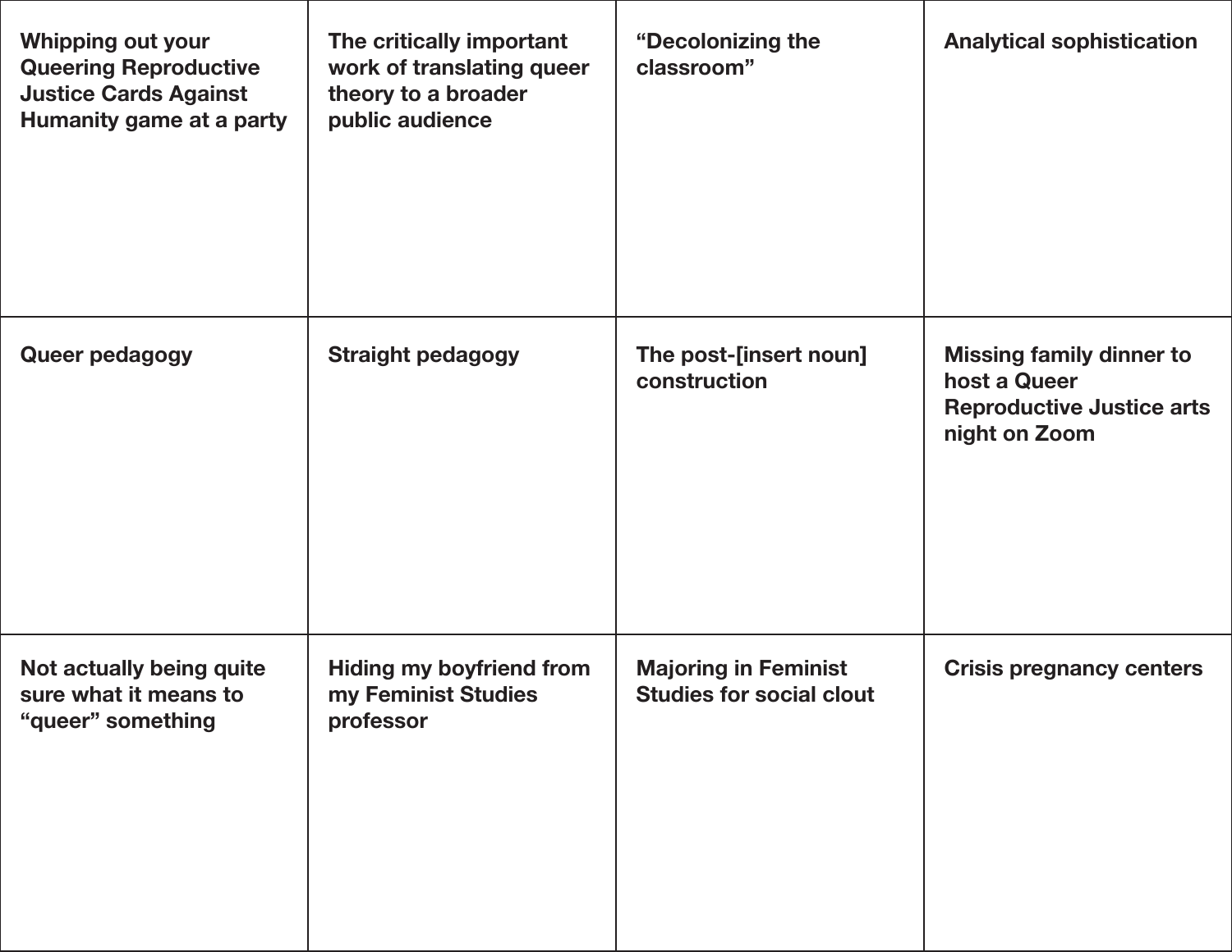| | | | |
|---|---|---|---|
| Whipping out your Queering Reproductive Justice Cards Against Humanity game at a party | The critically important work of translating queer theory to a broader public audience | "Decolonizing the classroom" | Analytical sophistication |
| Queer pedagogy | Straight pedagogy | The post-[insert noun] construction | Missing family dinner to host a Queer Reproductive Justice arts night on Zoom |
| Not actually being quite sure what it means to "queer" something | Hiding my boyfriend from my Feminist Studies professor | Majoring in Feminist Studies for social clout | Crisis pregnancy centers |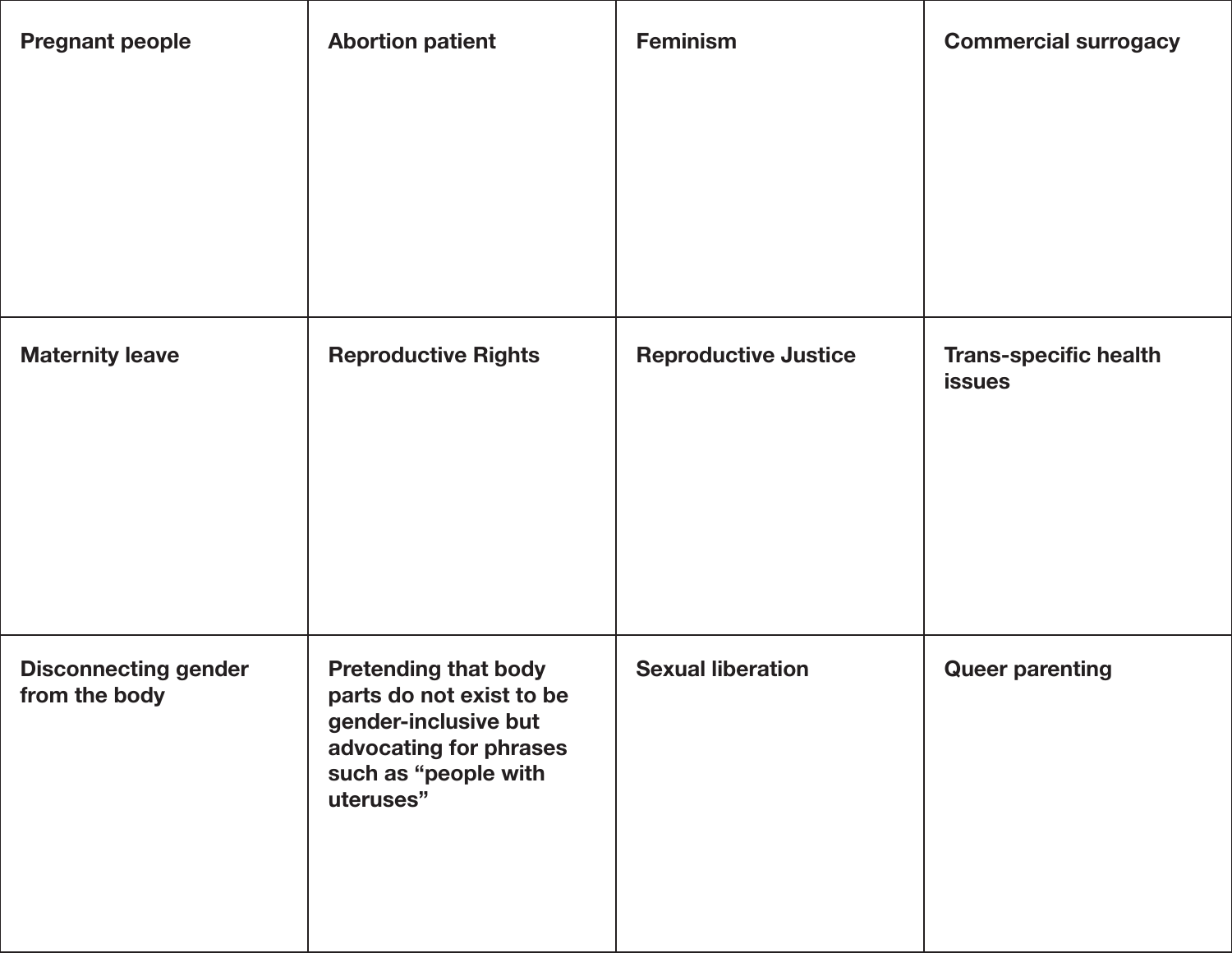| Pregnant people | Abortion patient | Feminism | Commercial surrogacy |
| --- | --- | --- | --- |
| Maternity leave | Reproductive Rights | Reproductive Justice | Trans-specific health issues |
| Disconnecting gender from the body | Pretending that body parts do not exist to be gender-inclusive but advocating for phrases such as “people with uteruses” | Sexual liberation | Queer parenting |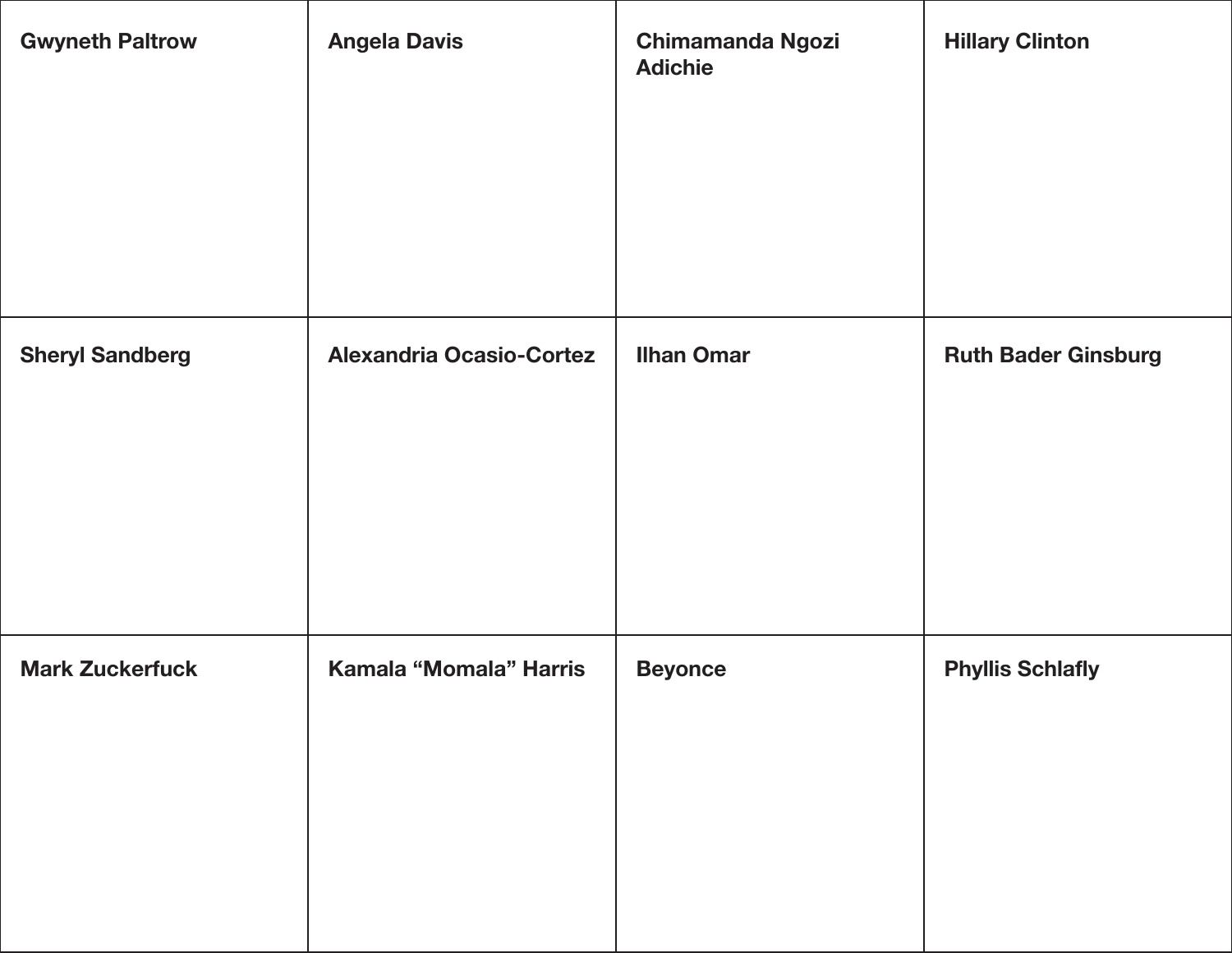| Gwyneth Paltrow | Angela Davis | Chimamanda Ngozi Adichie | Hillary Clinton |
| --- | --- | --- | --- |
| Sheryl Sandberg | Alexandria Ocasio-Cortez | Ilhan Omar | Ruth Bader Ginsburg |
| Mark Zuckerfuck | Kamala “Momala” Harris | Beyonce | Phyllis Schlafly |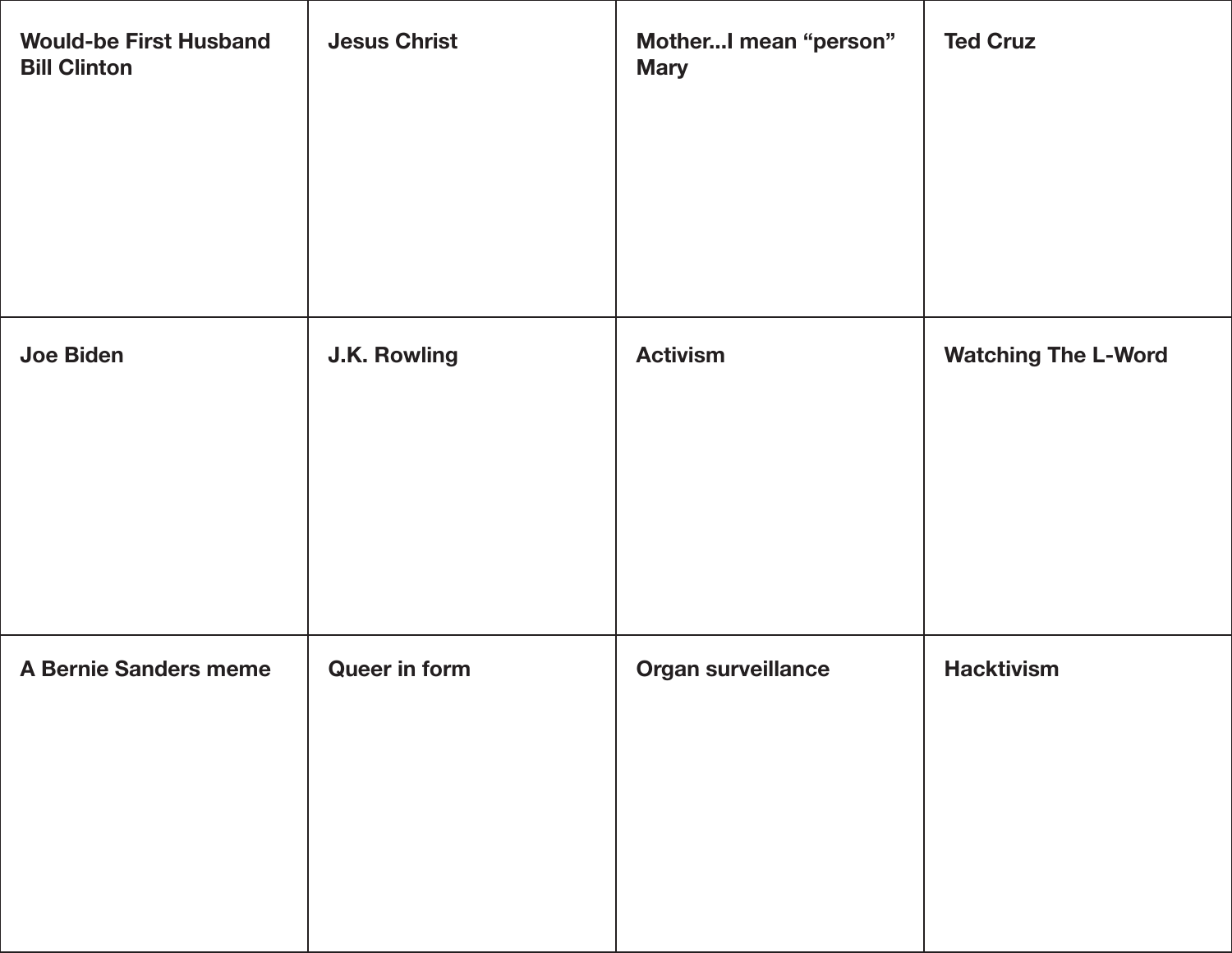| Would-be First Husband Bill Clinton | Jesus Christ | Mother...I mean “person” Mary | Ted Cruz |
| --- | --- | --- | --- |
| Joe Biden | J.K. Rowling | Activism | Watching The L-Word |
| A Bernie Sanders meme | Queer in form | Organ surveillance | Hacktivism |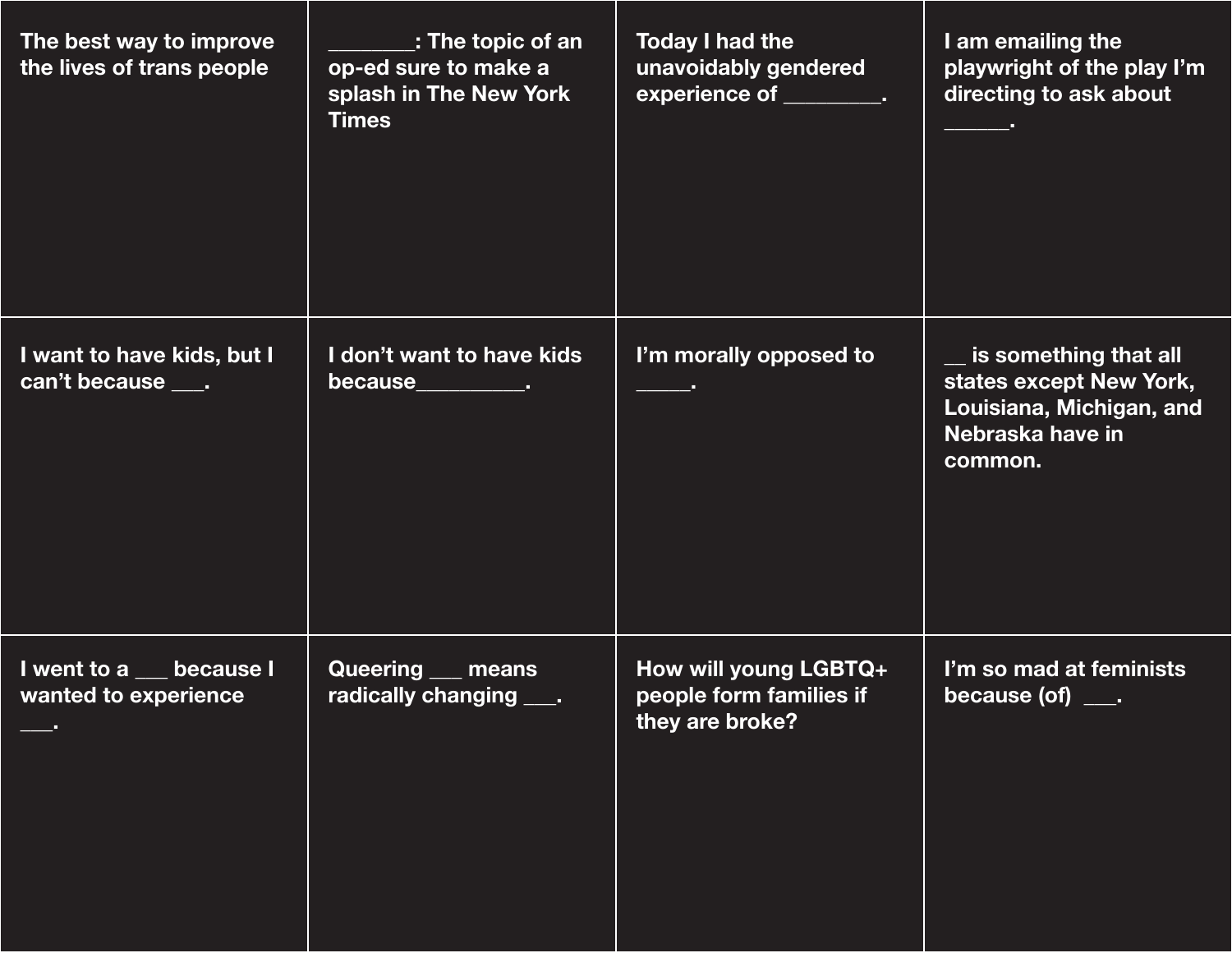The best way to improve the lives of trans people

________: The topic of an op-ed sure to make a splash in The New York Times

Today I had the unavoidably gendered experience of _________.

I am emailing the playwright of the play I'm directing to ask about ______.

I want to have kids, but I can't because ___.

I don't want to have kids because__________.

I'm morally opposed to _____.

__ is something that all states except New York, Louisiana, Michigan, and Nebraska have in common.

I went to a ___ because I wanted to experience ___.

Queering ___ means radically changing ___.

How will young LGBTQ+ people form families if they are broke?

I'm so mad at feminists because (of) ___.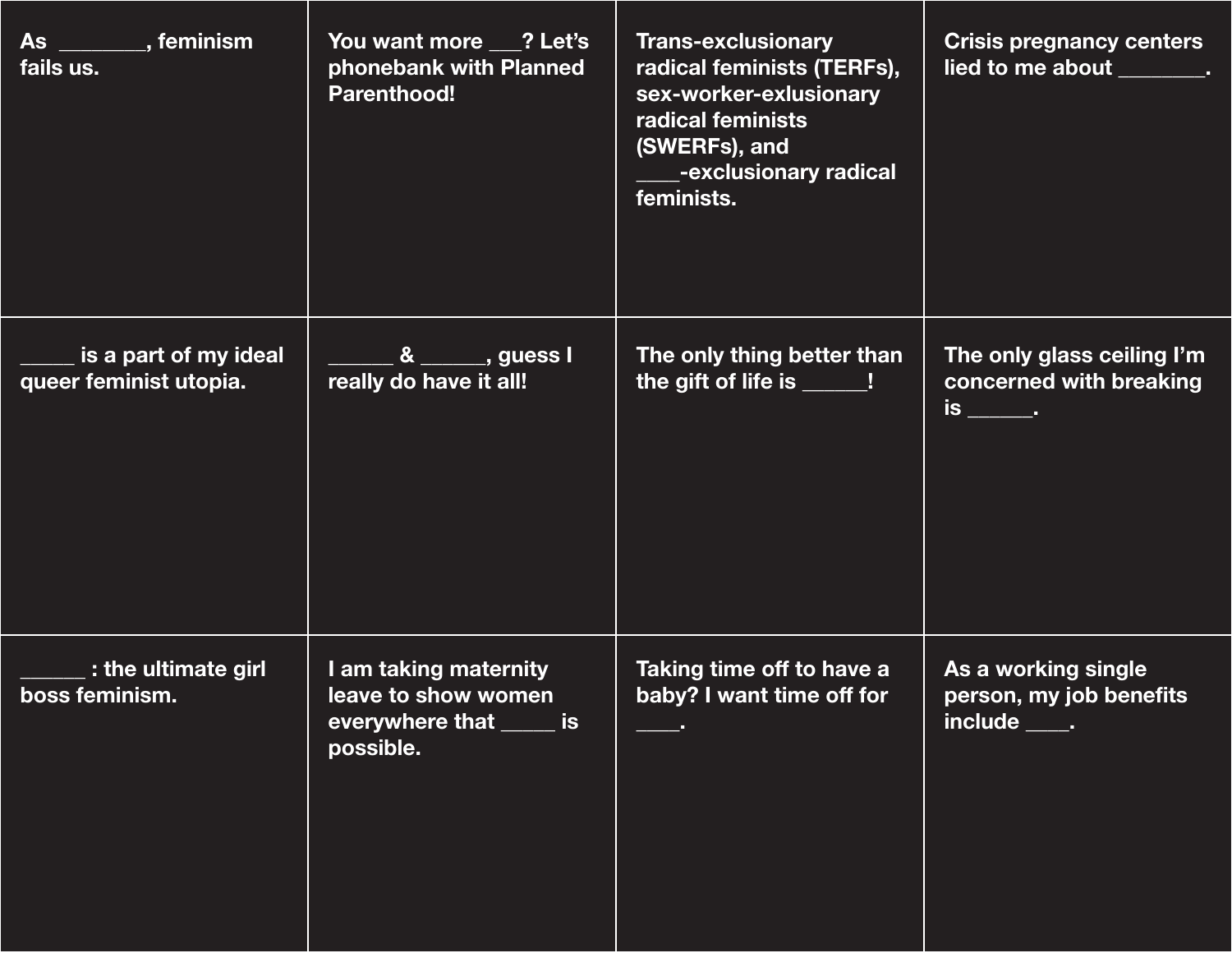As ________, feminism fails us.

You want more ___? Let's phonebank with Planned Parenthood!

Trans-exclusionary radical feminists (TERFs), sex-worker-exlusionary radical feminists (SWERFs), and ____-exclusionary radical feminists.

Crisis pregnancy centers lied to me about ________.

_____ is a part of my ideal queer feminist utopia.

______ & ______, guess I really do have it all!

The only thing better than the gift of life is ______!

The only glass ceiling I'm concerned with breaking is ______.

______ : the ultimate girl boss feminism.

I am taking maternity leave to show women everywhere that _____ is possible.

Taking time off to have a baby? I want time off for ____.

As a working single person, my job benefits include ____.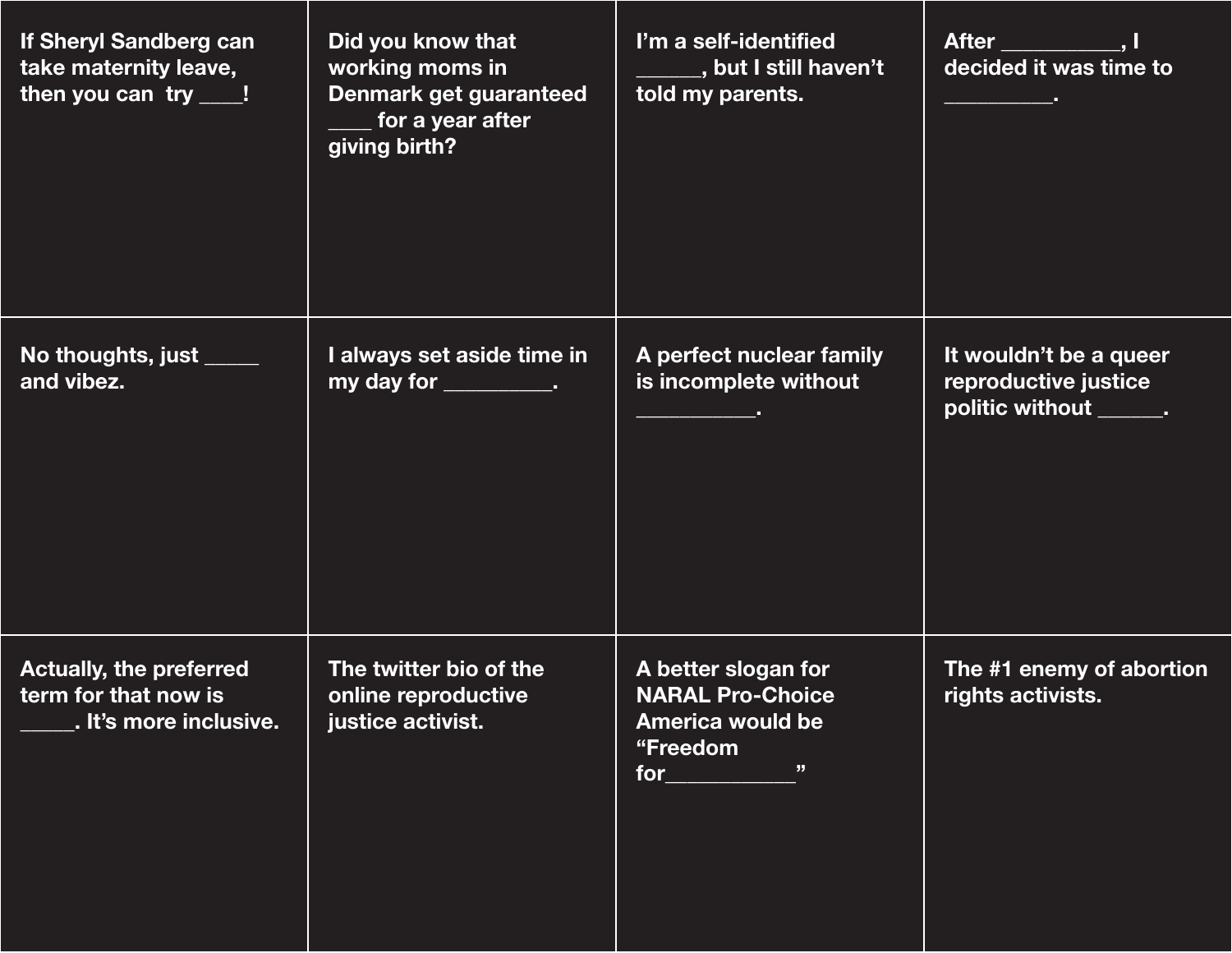If Sheryl Sandberg can take maternity leave, then you can  try ____!

Did you know that working moms in Denmark get guaranteed ____ for a year after giving birth?

I’m a self-identified ______, but I still haven’t told my parents.

After ___________, I decided it was time to __________.

No thoughts, just _____ and vibez.

I always set aside time in my day for __________.

A perfect nuclear family is incomplete without ___________.

It wouldn’t be a queer reproductive justice politic without ______.

Actually, the preferred term for that now is _____. It’s more inclusive.

The twitter bio of the online reproductive justice activist.

A better slogan for NARAL Pro-Choice America would be “Freedom for____________”

The #1 enemy of abortion rights activists.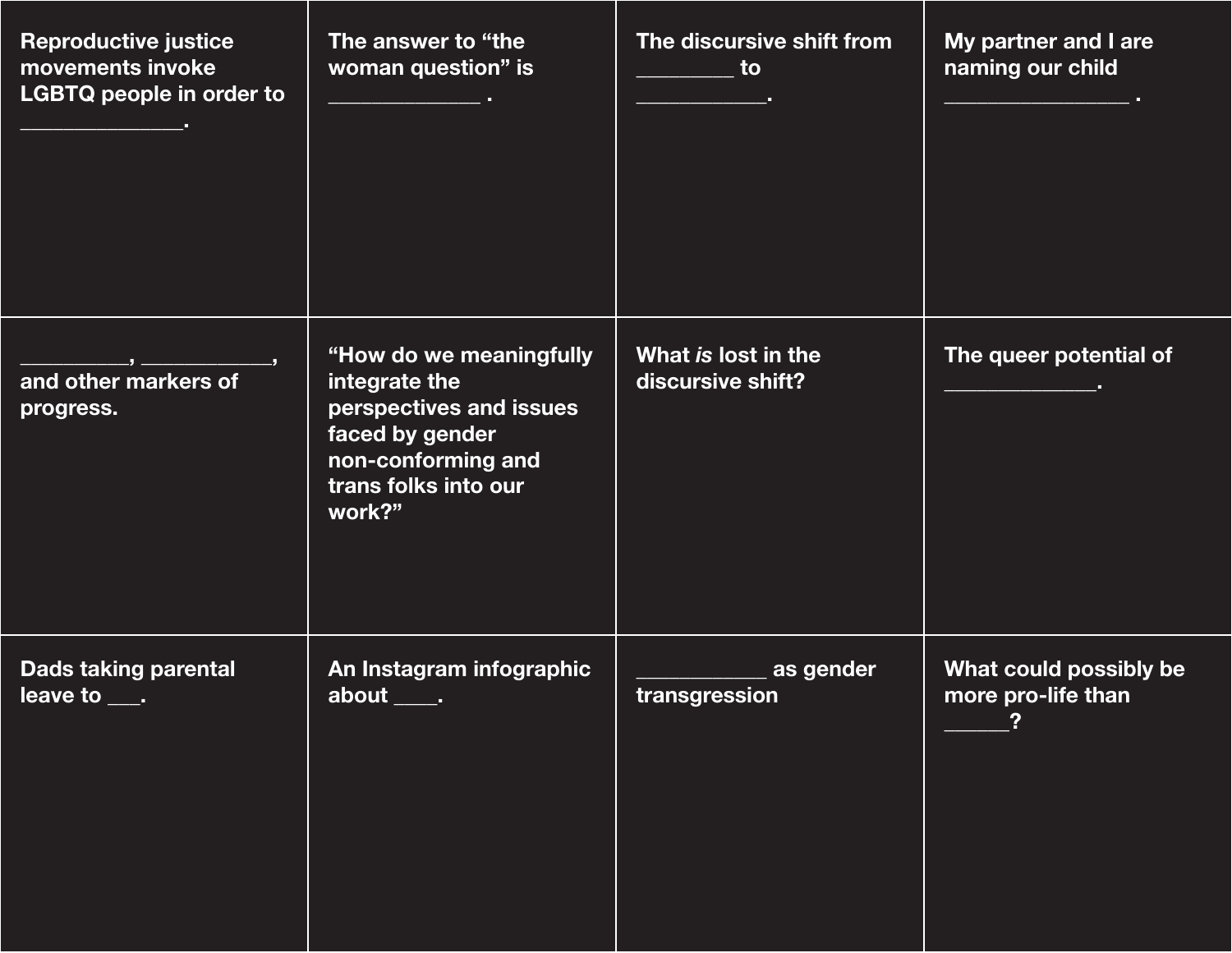Reproductive justice movements invoke LGBTQ people in order to _______________.

The answer to “the woman question” is ______________ .

The discursive shift from _________ to ____________.

My partner and I are naming our child _________________ .

__________, ____________, and other markers of progress.

“How do we meaningfully integrate the perspectives and issues faced by gender non-conforming and trans folks into our work?”

What *is* lost in the discursive shift?

The queer potential of ______________.

Dads taking parental leave to ___.

An Instagram infographic about ____.

____________ as gender transgression

What could possibly be more pro-life than ______?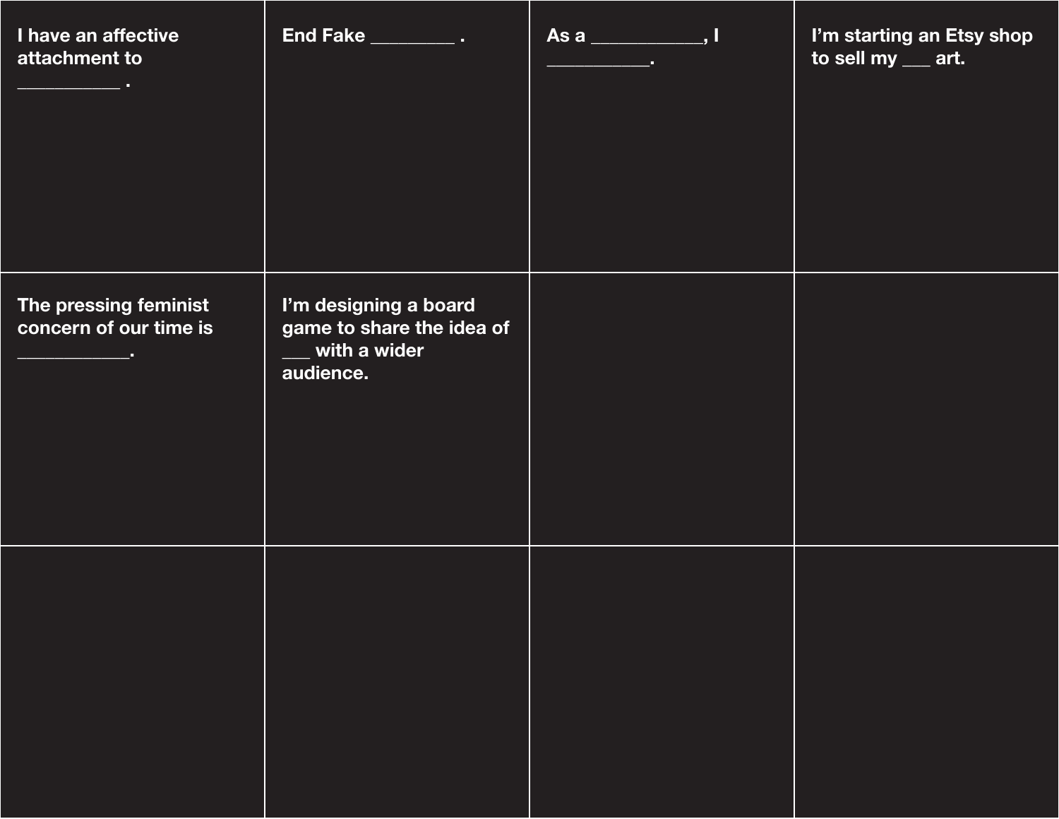| | | | |
|---|---|---|---|
| I have an affective attachment to __________ . | End Fake ________ . | As a __________, I __________. | I'm starting an Etsy shop to sell my ___ art. |
| The pressing feminist concern of our time is ___________. | I'm designing a board game to share the idea of ___ with a wider audience. | | |
| | | | |